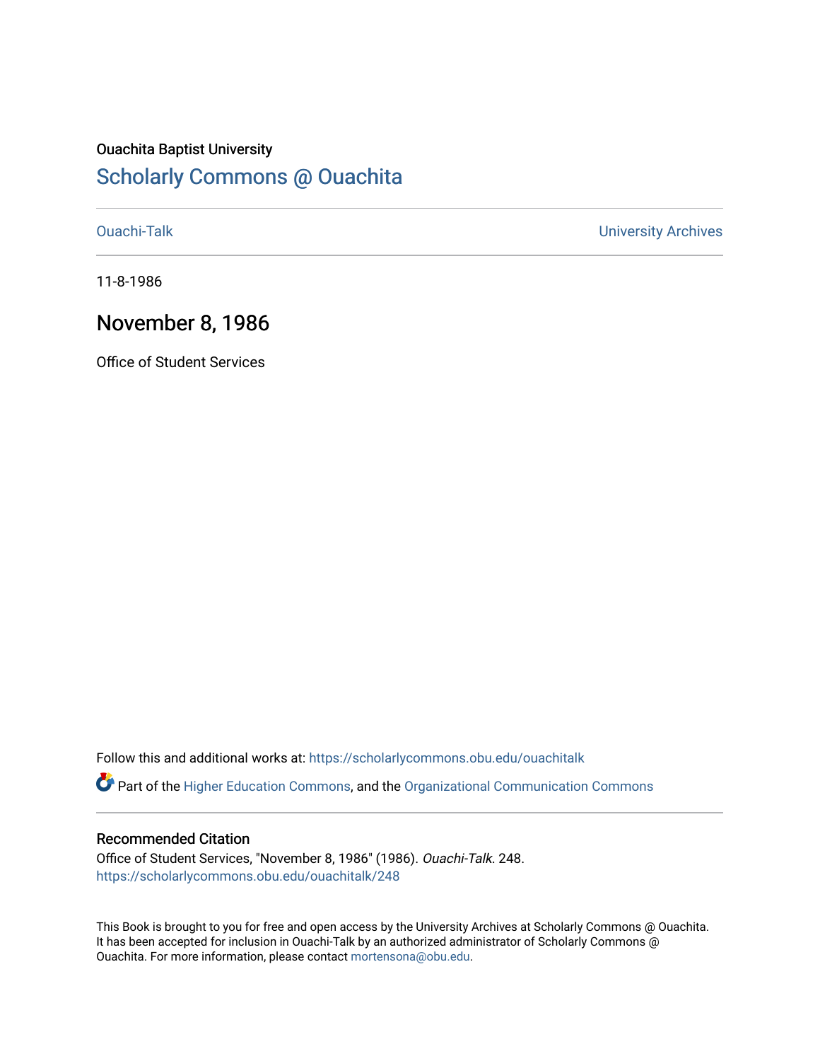Ouachita Baptist University

# Scholarly Commons @ Ouachita

Ouachi-Talk

University Archives

11-8-1986

## November 8, 1986

Office of Student Services

Follow this and additional works at: https://scholarlycommons.obu.edu/ouachitalk

Part of the Higher Education Commons, and the Organizational Communication Commons

### Recommended Citation

Office of Student Services, "November 8, 1986" (1986). *Ouachi-Talk*. 248.
https://scholarlycommons.obu.edu/ouachitalk/248

This Book is brought to you for free and open access by the University Archives at Scholarly Commons @ Ouachita. It has been accepted for inclusion in Ouachi-Talk by an authorized administrator of Scholarly Commons @ Ouachita. For more information, please contact mortensona@obu.edu.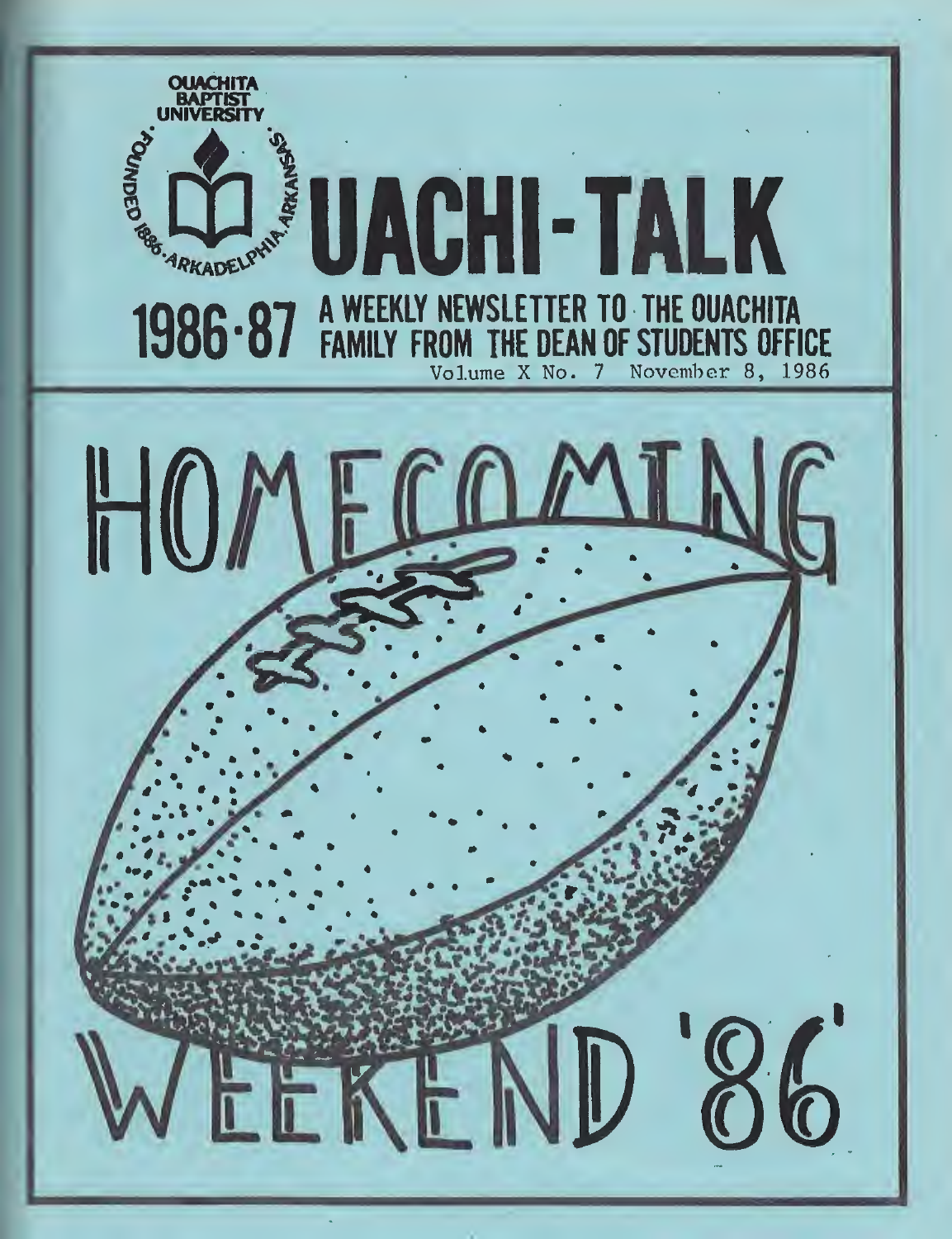OUACHITA BAPTIST UNIVERSITY

FOUNDED 1886 · ARKADELPHIA, ARKANSAS

# UACHI-TALK

**1986-87** A WEEKLY NEWSLETTER TO THE OUACHITA FAMILY FROM THE DEAN OF STUDENTS OFFICE

Volume X No. 7 November 8, 1986

# HOMECOMING WEEKEND '86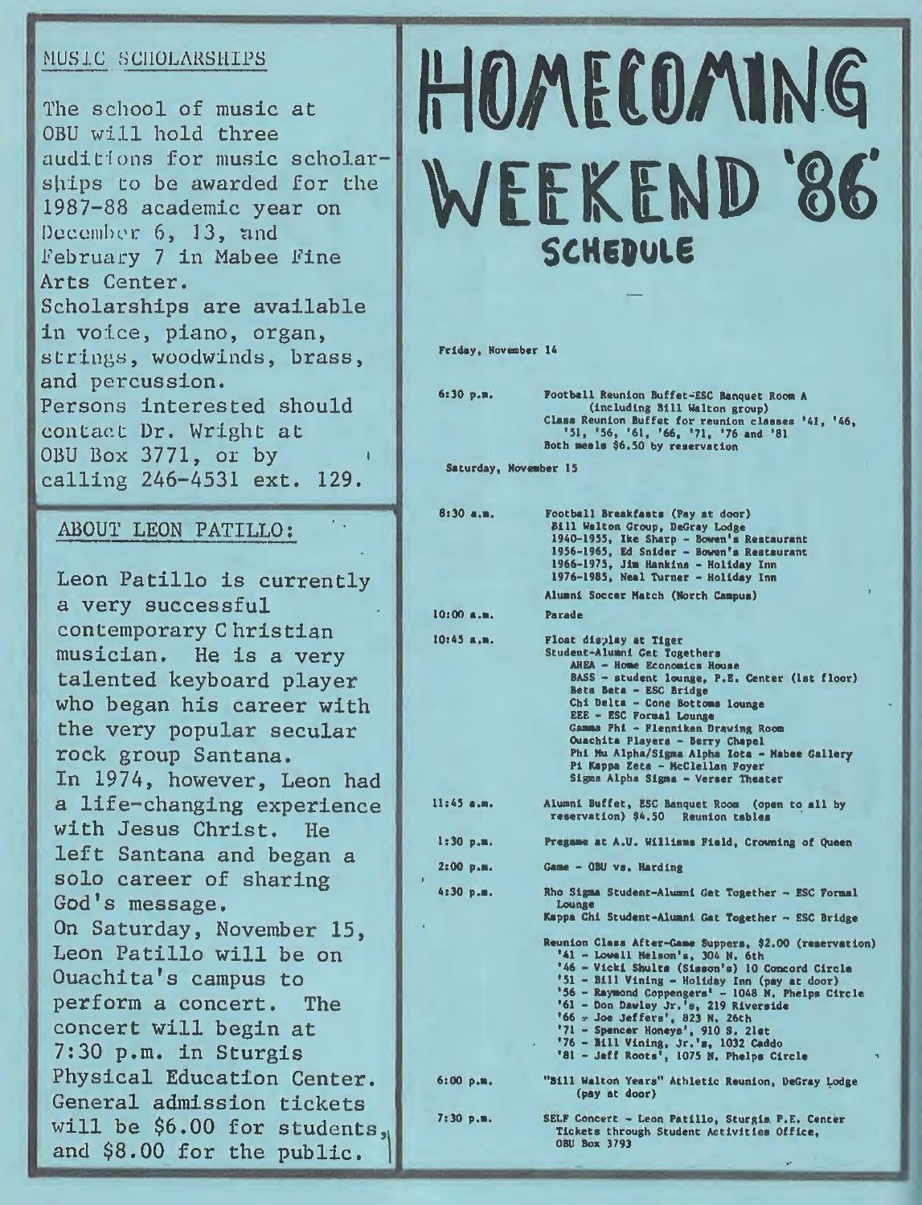## MUSIC SCHOLARSHIPS

The school of music at OBU will hold three auditions for music scholarships to be awarded for the 1987-88 academic year on December 6, 13, and February 7 in Mabee Fine Arts Center. Scholarships are available in voice, piano, organ, strings, woodwinds, brass, and percussion. Persons interested should contact Dr. Wright at OBU Box 3771, or by calling 246-4531 ext. 129.

## ABOUT LEON PATILLO:

Leon Patillo is currently a very successful contemporary Christian musician. He is a very talented keyboard player who began his career with the very popular secular rock group Santana. In 1974, however, Leon had a life-changing experience with Jesus Christ. He left Santana and began a solo career of sharing God's message. On Saturday, November 15, Leon Patillo will be on Ouachita's campus to perform a concert. The concert will begin at 7:30 p.m. in Sturgis Physical Education Center. General admission tickets will be $6.00 for students, and $8.00 for the public.

# HOMECOMING WEEKEND '86

## SCHEDULE

**Friday, November 14**

6:30 p.m. — Football Reunion Buffet-ESC Banquet Room A (including Bill Walton group)
Class Reunion Buffet for reunion classes '41, '46, '51, '56, '61, '66, '71, '76 and '81
Both meals $6.50 by reservation

**Saturday, November 15**

8:30 a.m. — Football Breakfasts (Pay at door)
Bill Walton Group, DeGray Lodge
1940-1955, Ike Sharp - Bowen's Restaurant
1956-1965, Ed Snider - Bowen's Restaurant
1966-1975, Jim Hankins - Holiday Inn
1976-1985, Neal Turner - Holiday Inn
Alumni Soccer Match (North Campus)

10:00 a.m. — Parade

10:45 a.m. — Float display at Tiger
Student-Alumni Get Togethers
AHEA - Home Economics House
BASS - student lounge, P.E. Center (1st floor)
Beta Beta - ESC Bridge
Chi Delta - Cone Bottoms lounge
EEE - ESC Formal Lounge
Gamma Phi - Flenniken Drawing Room
Ouachita Players - Berry Chapel
Phi Mu Alpha/Sigma Alpha Iota - Mabee Gallery
Pi Kappa Zeta - McClellan Foyer
Sigma Alpha Sigma - Verser Theater

11:45 a.m. — Alumni Buffet, ESC Banquet Room (open to all by reservation) $4.50 Reunion tables

1:30 p.m. — Pregame at A.U. Williams Field, Crowning of Queen

2:00 p.m. — Game - OBU vs. Harding

4:30 p.m. — Rho Sigma Student-Alumni Get Together - ESC Formal Lounge
Kappa Chi Student-Alumni Get Together - ESC Bridge

Reunion Class After-Game Suppers, $2.00 (reservation)
'41 - Lowell Nelson's, 304 N. 6th
'46 - Vicki Shults (Sisson's) 10 Concord Circle
'51 - Bill Vining - Holiday Inn (pay at door)
'56 - Raymond Coppengers' - 1048 N. Phelps Circle
'61 - Don Dawley Jr.'s, 219 Riverside
'66 - Joe Jeffers', 823 N. 26th
'71 - Spencer Honeys', 910 S. 21st
'76 - Bill Vining, Jr.'s, 1032 Caddo
'81 - Jeff Roots', 1075 N. Phelps Circle

6:00 p.m. — "Bill Walton Years" Athletic Reunion, DeGray Lodge (pay at door)

7:30 p.m. — SELF Concert - Leon Patillo, Sturgis P.E. Center
Tickets through Student Activities Office, OBU Box 3793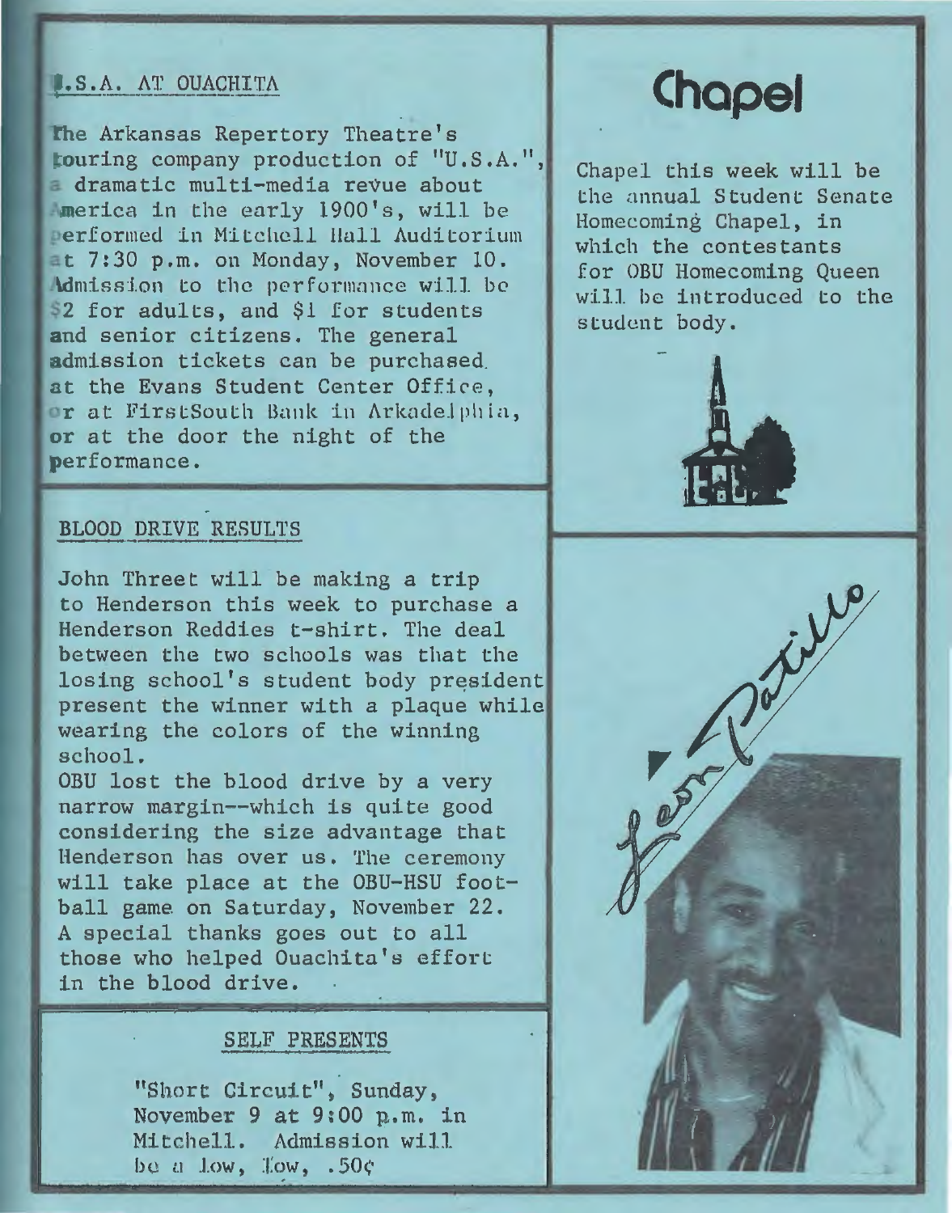## U.S.A. AT OUACHITA

The Arkansas Repertory Theatre's touring company production of "U.S.A.", a dramatic multi-media revue about America in the early 1900's, will be performed in Mitchell Hall Auditorium at 7:30 p.m. on Monday, November 10. Admission to the performance will be $2 for adults, and $1 for students and senior citizens. The general admission tickets can be purchased at the Evans Student Center Office, or at FirstSouth Bank in Arkadelphia, or at the door the night of the performance.

## BLOOD DRIVE RESULTS

John Threet will be making a trip to Henderson this week to purchase a Henderson Reddies t-shirt. The deal between the two schools was that the losing school's student body president present the winner with a plaque while wearing the colors of the winning school.

OBU lost the blood drive by a very narrow margin--which is quite good considering the size advantage that Henderson has over us. The ceremony will take place at the OBU-HSU football game on Saturday, November 22. A special thanks goes out to all those who helped Ouachita's effort in the blood drive.

## SELF PRESENTS

"Short Circuit", Sunday, November 9 at 9:00 p.m. in Mitchell. Admission will be a low, low, .50¢

# Chapel

Chapel this week will be the annual Student Senate Homecoming Chapel, in which the contestants for OBU Homecoming Queen will be introduced to the student body.

Leon Patillo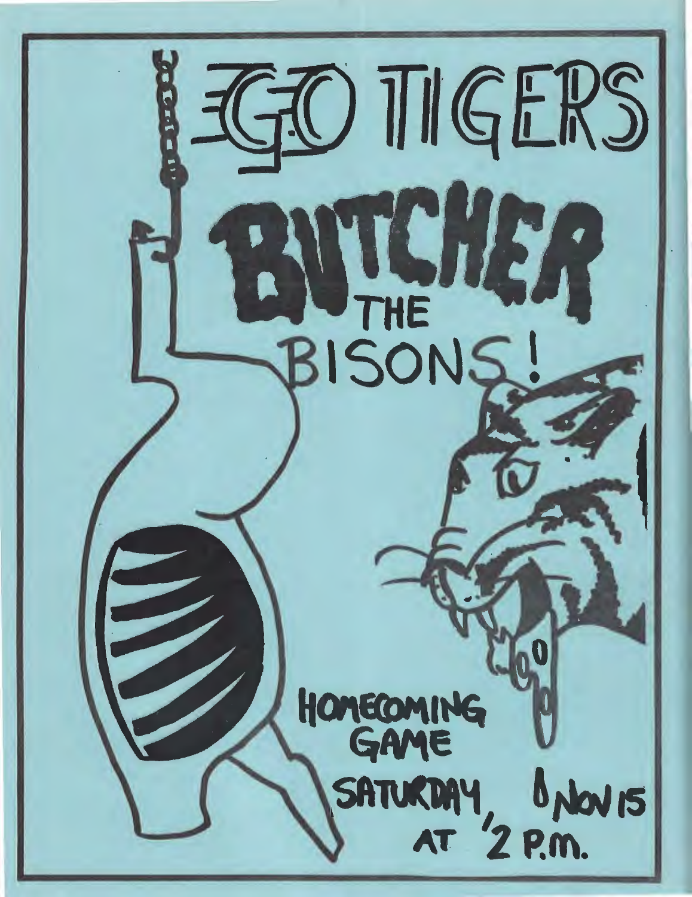# GO TIGERS

# BUTCHER THE BISONS!

HOMECOMING GAME

SATURDAY, NOV 15

AT 2 P.M.